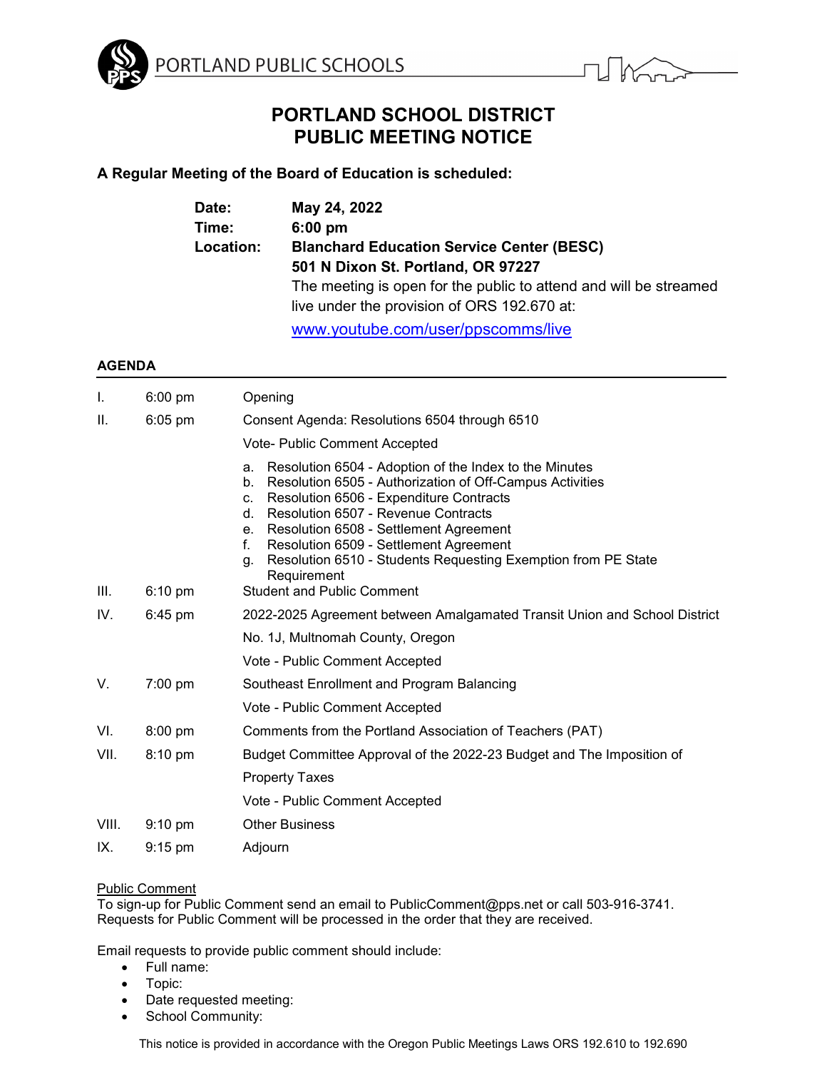PORTLAND PUBLIC SCHOOLS

# PORTLAND SCHOOL DISTRICT
# PUBLIC MEETING NOTICE

**A Regular Meeting of the Board of Education is scheduled:**

| | |
|---|---|
| **Date:** | **May 24, 2022** |
| **Time:** | **6:00 pm** |
| **Location:** | **Blanchard Education Service Center (BESC)**<br>**501 N Dixon St. Portland, OR 97227**<br>The meeting is open for the public to attend and will be streamed live under the provision of ORS 192.670 at:<br>[www.youtube.com/user/ppscomms/live](www.youtube.com/user/ppscomms/live) |

## AGENDA

| | | |
|---|---|---|
| I. | 6:00 pm | Opening |
| II. | 6:05 pm | Consent Agenda: Resolutions 6504 through 6510<br>Vote- Public Comment Accepted<br>a. Resolution 6504 - Adoption of the Index to the Minutes<br>b. Resolution 6505 - Authorization of Off-Campus Activities<br>c. Resolution 6506 - Expenditure Contracts<br>d. Resolution 6507 - Revenue Contracts<br>e. Resolution 6508 - Settlement Agreement<br>f. Resolution 6509 - Settlement Agreement<br>g. Resolution 6510 - Students Requesting Exemption from PE State Requirement |
| III. | 6:10 pm | Student and Public Comment |
| IV. | 6:45 pm | 2022-2025 Agreement between Amalgamated Transit Union and School District No. 1J, Multnomah County, Oregon<br>Vote - Public Comment Accepted |
| V. | 7:00 pm | Southeast Enrollment and Program Balancing<br>Vote - Public Comment Accepted |
| VI. | 8:00 pm | Comments from the Portland Association of Teachers (PAT) |
| VII. | 8:10 pm | Budget Committee Approval of the 2022-23 Budget and The Imposition of Property Taxes<br>Vote - Public Comment Accepted |
| VIII. | 9:10 pm | Other Business |
| IX. | 9:15 pm | Adjourn |

Public Comment

To sign-up for Public Comment send an email to PublicComment@pps.net or call 503-916-3741. Requests for Public Comment will be processed in the order that they are received.

Email requests to provide public comment should include:

- Full name:
- Topic:
- Date requested meeting:
- School Community:

This notice is provided in accordance with the Oregon Public Meetings Laws ORS 192.610 to 192.690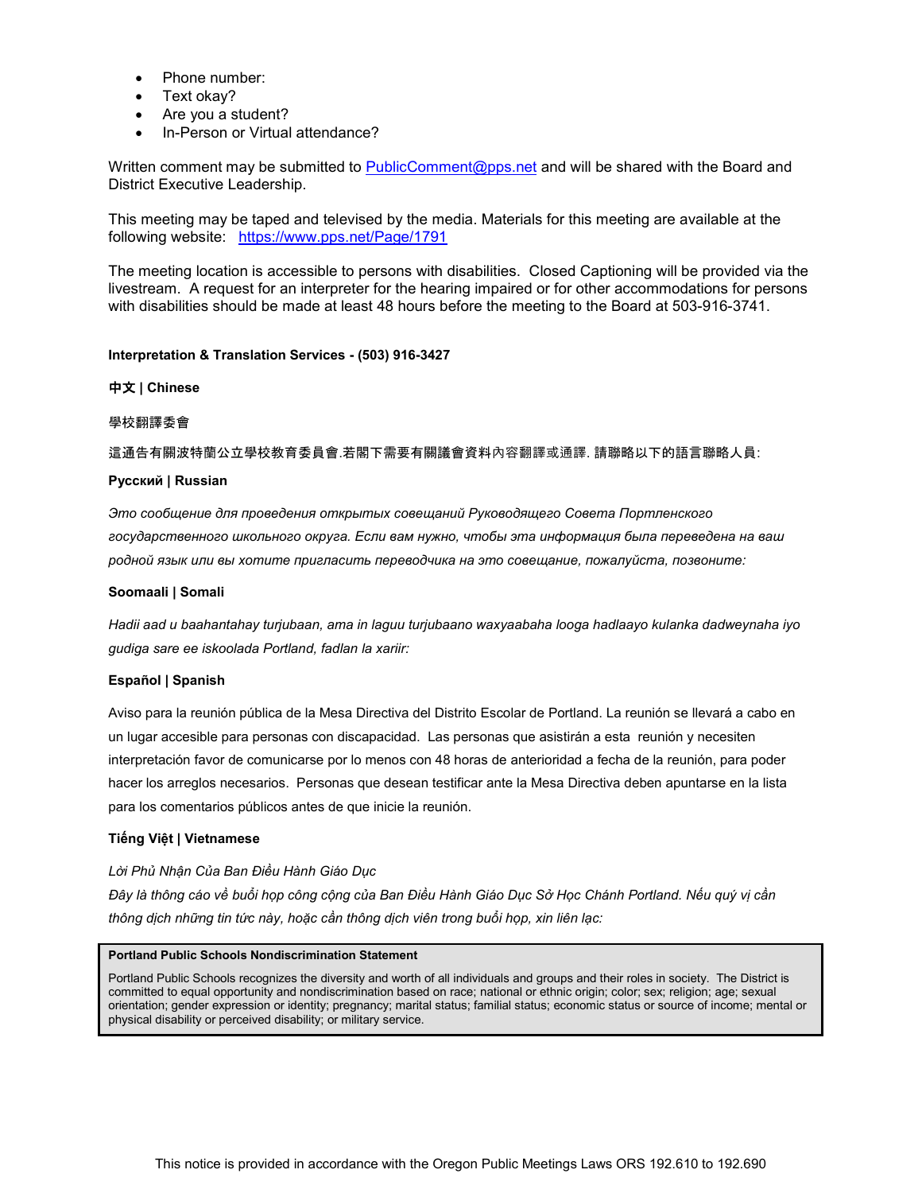- Phone number:
- Text okay?
- Are you a student?
- In-Person or Virtual attendance?

Written comment may be submitted to PublicComment@pps.net and will be shared with the Board and District Executive Leadership.

This meeting may be taped and televised by the media. Materials for this meeting are available at the following website: https://www.pps.net/Page/1791

The meeting location is accessible to persons with disabilities. Closed Captioning will be provided via the livestream. A request for an interpreter for the hearing impaired or for other accommodations for persons with disabilities should be made at least 48 hours before the meeting to the Board at 503-916-3741.

**Interpretation & Translation Services - (503) 916-3427**

**中文 | Chinese**

學校翻譯委會

這通告有關波特蘭公立學校教育委員會.若閣下需要有關議會資料內容翻譯或通譯. 請聯略以下的語言聯略人員:

**Русский | Russian**

*Это сообщение для проведения открытых совещаний Руководящего Совета Портленского государственного школьного округа. Если вам нужно, чтобы эта информация была переведена на ваш родной язык или вы хотите пригласить переводчика на это совещание, пожалуйста, позвоните:*

**Soomaali | Somali**

*Hadii aad u baahantahay turjubaan, ama in laguu turjubaano waxyaabaha looga hadlaayo kulanka dadweynaha iyo gudiga sare ee iskoolada Portland, fadlan la xariir:*

**Español | Spanish**

Aviso para la reunión pública de la Mesa Directiva del Distrito Escolar de Portland. La reunión se llevará a cabo en un lugar accesible para personas con discapacidad. Las personas que asistirán a esta reunión y necesiten interpretación favor de comunicarse por lo menos con 48 horas de anterioridad a fecha de la reunión, para poder hacer los arreglos necesarios. Personas que desean testificar ante la Mesa Directiva deben apuntarse en la lista para los comentarios públicos antes de que inicie la reunión.

**Tiếng Việt | Vietnamese**

*Lời Phủ Nhận Của Ban Điều Hành Giáo Dục*
*Đây là thông cáo về buổi họp công cộng của Ban Điều Hành Giáo Dục Sở Học Chánh Portland. Nếu quý vị cần thông dịch những tin tức này, hoặc cần thông dịch viên trong buổi họp, xin liên lạc:*

**Portland Public Schools Nondiscrimination Statement**

Portland Public Schools recognizes the diversity and worth of all individuals and groups and their roles in society. The District is committed to equal opportunity and nondiscrimination based on race; national or ethnic origin; color; sex; religion; age; sexual orientation; gender expression or identity; pregnancy; marital status; familial status; economic status or source of income; mental or physical disability or perceived disability; or military service.

This notice is provided in accordance with the Oregon Public Meetings Laws ORS 192.610 to 192.690